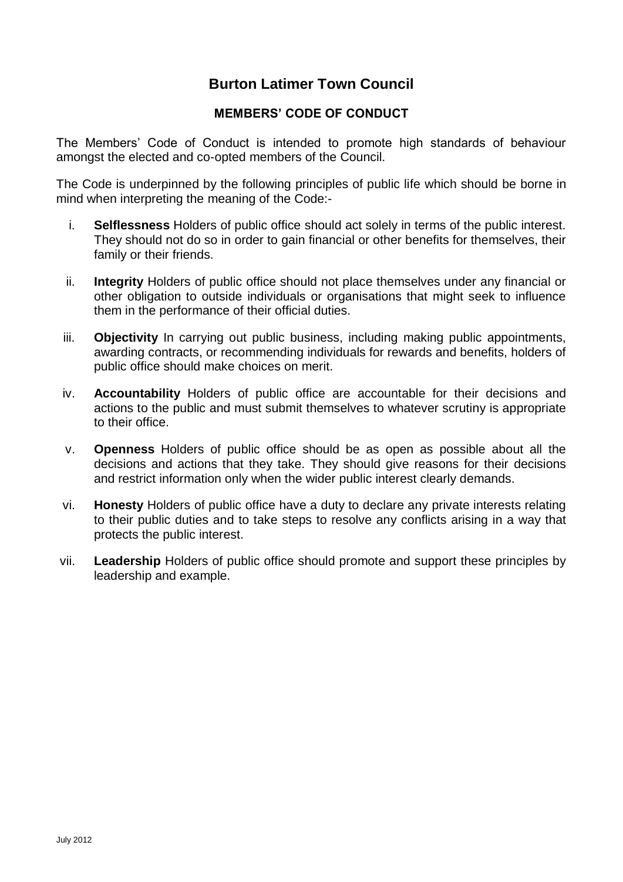# Burton Latimer Town Council

## MEMBERS' CODE OF CONDUCT

The Members' Code of Conduct is intended to promote high standards of behaviour amongst the elected and co-opted members of the Council.

The Code is underpinned by the following principles of public life which should be borne in mind when interpreting the meaning of the Code:-

i. **Selflessness** Holders of public office should act solely in terms of the public interest. They should not do so in order to gain financial or other benefits for themselves, their family or their friends.

ii. **Integrity** Holders of public office should not place themselves under any financial or other obligation to outside individuals or organisations that might seek to influence them in the performance of their official duties.

iii. **Objectivity** In carrying out public business, including making public appointments, awarding contracts, or recommending individuals for rewards and benefits, holders of public office should make choices on merit.

iv. **Accountability** Holders of public office are accountable for their decisions and actions to the public and must submit themselves to whatever scrutiny is appropriate to their office.

v. **Openness** Holders of public office should be as open as possible about all the decisions and actions that they take. They should give reasons for their decisions and restrict information only when the wider public interest clearly demands.

vi. **Honesty** Holders of public office have a duty to declare any private interests relating to their public duties and to take steps to resolve any conflicts arising in a way that protects the public interest.

vii. **Leadership** Holders of public office should promote and support these principles by leadership and example.

July 2012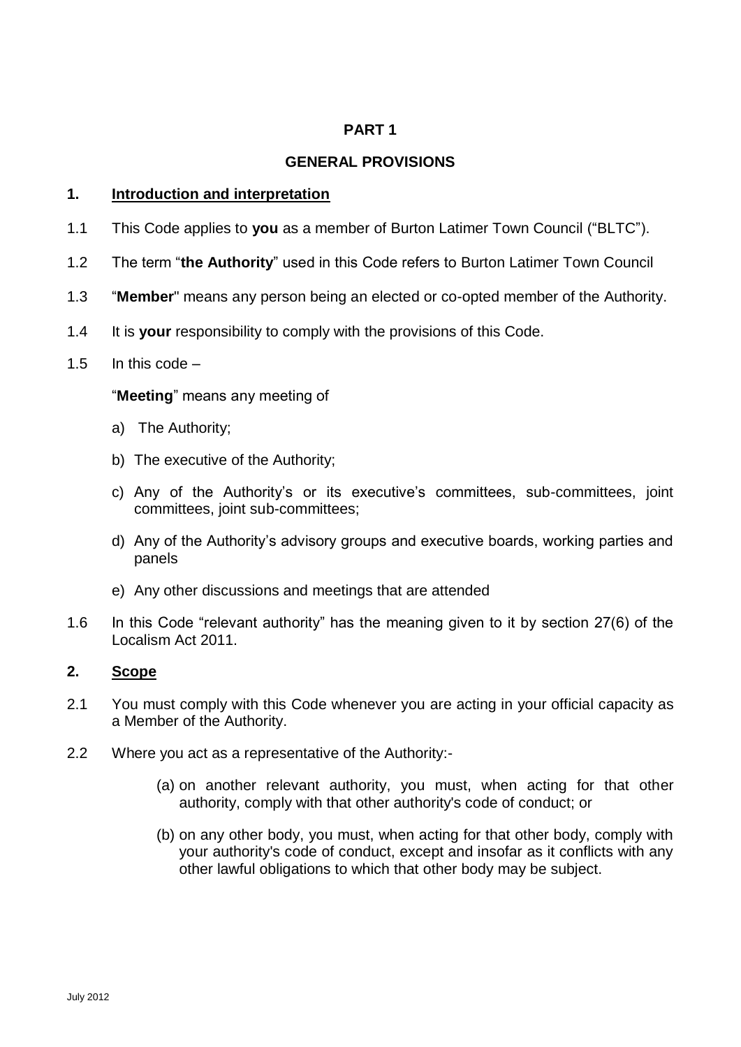# PART 1

## GENERAL PROVISIONS

### 1. Introduction and interpretation

1.1 This Code applies to **you** as a member of Burton Latimer Town Council ("BLTC").

1.2 The term "**the Authority**" used in this Code refers to Burton Latimer Town Council

1.3 "**Member**" means any person being an elected or co-opted member of the Authority.

1.4 It is **your** responsibility to comply with the provisions of this Code.

1.5 In this code –

"**Meeting**" means any meeting of

a) The Authority;

b) The executive of the Authority;

c) Any of the Authority's or its executive's committees, sub-committees, joint committees, joint sub-committees;

d) Any of the Authority's advisory groups and executive boards, working parties and panels

e) Any other discussions and meetings that are attended

1.6 In this Code "relevant authority" has the meaning given to it by section 27(6) of the Localism Act 2011.

### 2. Scope

2.1 You must comply with this Code whenever you are acting in your official capacity as a Member of the Authority.

2.2 Where you act as a representative of the Authority:-

(a) on another relevant authority, you must, when acting for that other authority, comply with that other authority's code of conduct; or

(b) on any other body, you must, when acting for that other body, comply with your authority's code of conduct, except and insofar as it conflicts with any other lawful obligations to which that other body may be subject.

July 2012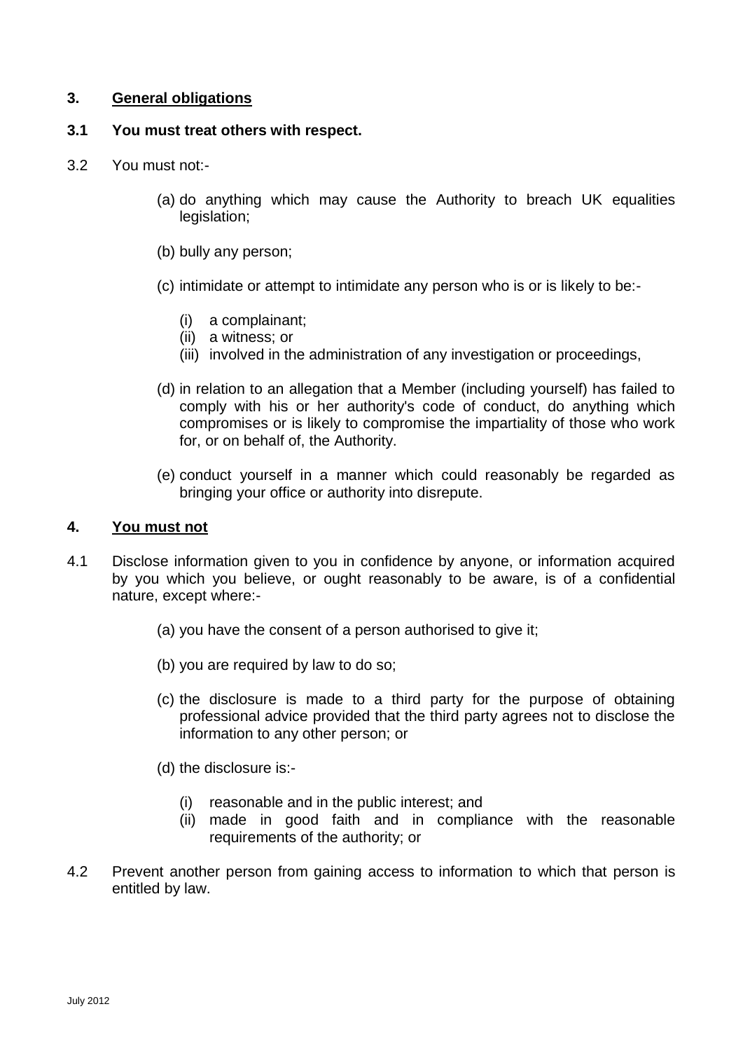## 3. General obligations

**3.1 You must treat others with respect.**

3.2 You must not:-

(a) do anything which may cause the Authority to breach UK equalities legislation;

(b) bully any person;

(c) intimidate or attempt to intimidate any person who is or is likely to be:-

- (i) a complainant;
- (ii) a witness; or
- (iii) involved in the administration of any investigation or proceedings,

(d) in relation to an allegation that a Member (including yourself) has failed to comply with his or her authority's code of conduct, do anything which compromises or is likely to compromise the impartiality of those who work for, or on behalf of, the Authority.

(e) conduct yourself in a manner which could reasonably be regarded as bringing your office or authority into disrepute.

## 4. You must not

4.1 Disclose information given to you in confidence by anyone, or information acquired by you which you believe, or ought reasonably to be aware, is of a confidential nature, except where:-

(a) you have the consent of a person authorised to give it;

(b) you are required by law to do so;

(c) the disclosure is made to a third party for the purpose of obtaining professional advice provided that the third party agrees not to disclose the information to any other person; or

(d) the disclosure is:-

- (i) reasonable and in the public interest; and
- (ii) made in good faith and in compliance with the reasonable requirements of the authority; or

4.2 Prevent another person from gaining access to information to which that person is entitled by law.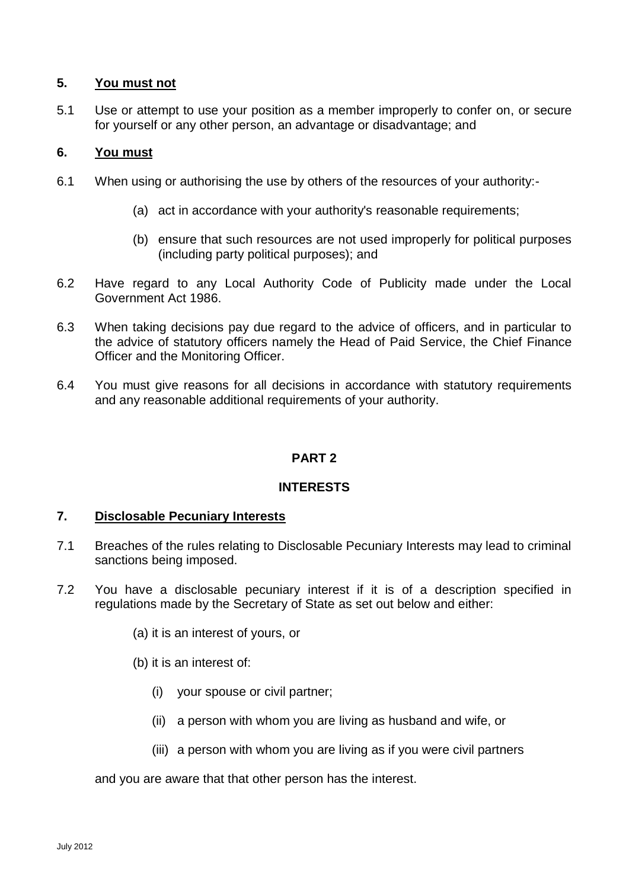## 5. You must not

5.1 Use or attempt to use your position as a member improperly to confer on, or secure for yourself or any other person, an advantage or disadvantage; and

## 6. You must

6.1 When using or authorising the use by others of the resources of your authority:-

   (a) act in accordance with your authority's reasonable requirements;

   (b) ensure that such resources are not used improperly for political purposes (including party political purposes); and

6.2 Have regard to any Local Authority Code of Publicity made under the Local Government Act 1986.

6.3 When taking decisions pay due regard to the advice of officers, and in particular to the advice of statutory officers namely the Head of Paid Service, the Chief Finance Officer and the Monitoring Officer.

6.4 You must give reasons for all decisions in accordance with statutory requirements and any reasonable additional requirements of your authority.

# PART 2

# INTERESTS

## 7. Disclosable Pecuniary Interests

7.1 Breaches of the rules relating to Disclosable Pecuniary Interests may lead to criminal sanctions being imposed.

7.2 You have a disclosable pecuniary interest if it is of a description specified in regulations made by the Secretary of State as set out below and either:

   (a) it is an interest of yours, or

   (b) it is an interest of:

      (i) your spouse or civil partner;

      (ii) a person with whom you are living as husband and wife, or

      (iii) a person with whom you are living as if you were civil partners

and you are aware that that other person has the interest.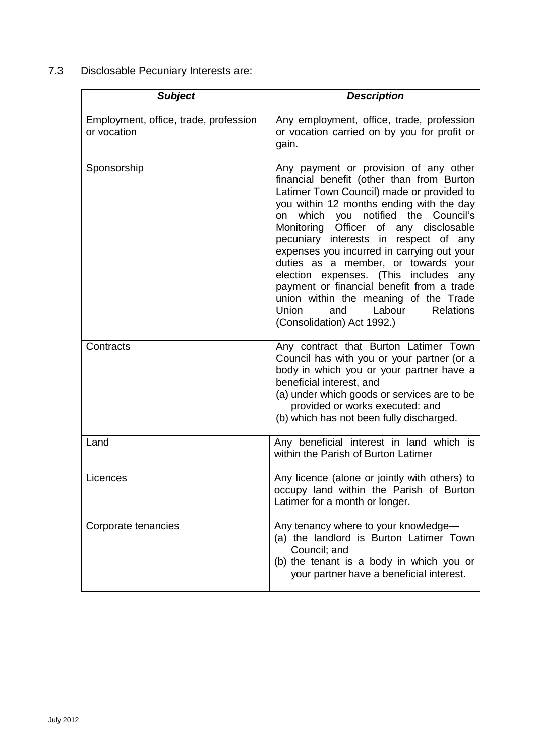7.3 Disclosable Pecuniary Interests are:

| ***Subject*** | ***Description*** |
| --- | --- |
| Employment, office, trade, profession or vocation | Any employment, office, trade, profession or vocation carried on by you for profit or gain. |
| Sponsorship | Any payment or provision of any other financial benefit (other than from Burton Latimer Town Council) made or provided to you within 12 months ending with the day on which you notified the Council's Monitoring Officer of any disclosable pecuniary interests in respect of any expenses you incurred in carrying out your duties as a member, or towards your election expenses. (This includes any payment or financial benefit from a trade union within the meaning of the Trade Union and Labour Relations (Consolidation) Act 1992.) |
| Contracts | Any contract that Burton Latimer Town Council has with you or your partner (or a body in which you or your partner have a beneficial interest, and<br>(a) under which goods or services are to be provided or works executed: and<br>(b) which has not been fully discharged. |
| Land | Any beneficial interest in land which is within the Parish of Burton Latimer |
| Licences | Any licence (alone or jointly with others) to occupy land within the Parish of Burton Latimer for a month or longer. |
| Corporate tenancies | Any tenancy where to your knowledge—<br>(a) the landlord is Burton Latimer Town Council; and<br>(b) the tenant is a body in which you or your partner have a beneficial interest. |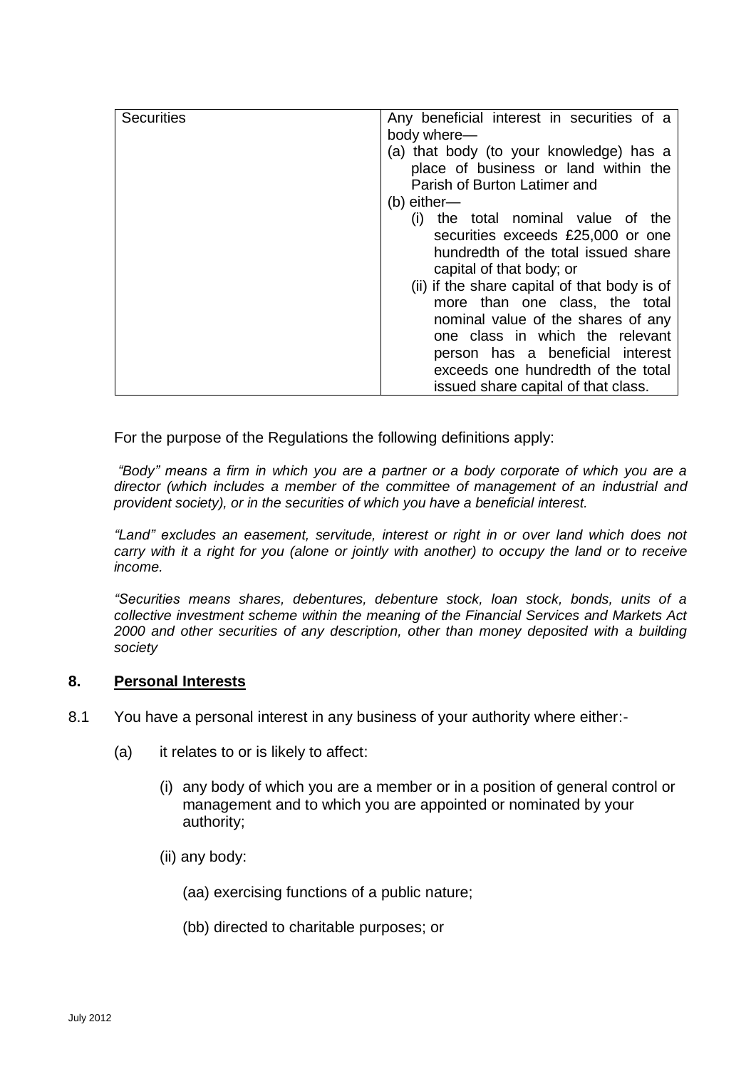| Securities | Any beneficial interest in securities of a body where—<br>(a) that body (to your knowledge) has a place of business or land within the Parish of Burton Latimer and<br>(b) either—<br>(i) the total nominal value of the securities exceeds £25,000 or one hundredth of the total issued share capital of that body; or<br>(ii) if the share capital of that body is of more than one class, the total nominal value of the shares of any one class in which the relevant person has a beneficial interest exceeds one hundredth of the total issued share capital of that class. |
|---|---|

For the purpose of the Regulations the following definitions apply:

*"Body" means a firm in which you are a partner or a body corporate of which you are a director (which includes a member of the committee of management of an industrial and provident society), or in the securities of which you have a beneficial interest.*

*"Land" excludes an easement, servitude, interest or right in or over land which does not carry with it a right for you (alone or jointly with another) to occupy the land or to receive income.*

*"Securities means shares, debentures, debenture stock, loan stock, bonds, units of a collective investment scheme within the meaning of the Financial Services and Markets Act 2000 and other securities of any description, other than money deposited with a building society*

## 8. Personal Interests

8.1 You have a personal interest in any business of your authority where either:-

(a) it relates to or is likely to affect:

(i) any body of which you are a member or in a position of general control or management and to which you are appointed or nominated by your authority;

(ii) any body:

(aa) exercising functions of a public nature;

(bb) directed to charitable purposes; or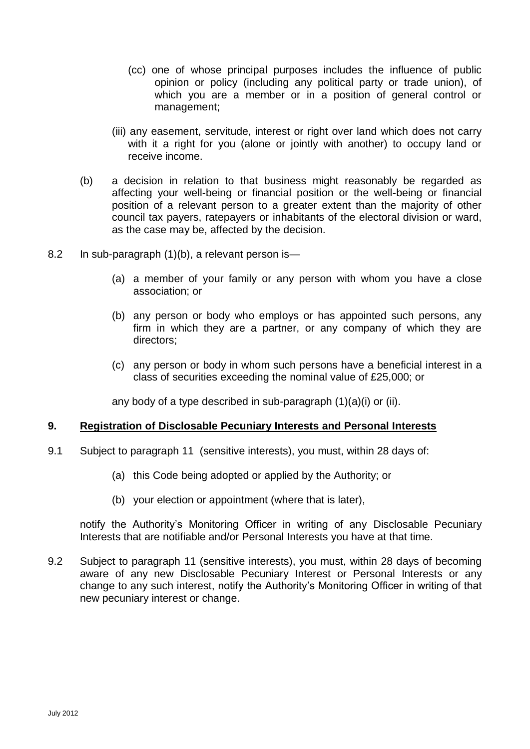(cc) one of whose principal purposes includes the influence of public opinion or policy (including any political party or trade union), of which you are a member or in a position of general control or management;

(iii) any easement, servitude, interest or right over land which does not carry with it a right for you (alone or jointly with another) to occupy land or receive income.

(b) a decision in relation to that business might reasonably be regarded as affecting your well-being or financial position or the well-being or financial position of a relevant person to a greater extent than the majority of other council tax payers, ratepayers or inhabitants of the electoral division or ward, as the case may be, affected by the decision.

8.2 In sub-paragraph (1)(b), a relevant person is—

(a) a member of your family or any person with whom you have a close association; or

(b) any person or body who employs or has appointed such persons, any firm in which they are a partner, or any company of which they are directors;

(c) any person or body in whom such persons have a beneficial interest in a class of securities exceeding the nominal value of £25,000; or

any body of a type described in sub-paragraph (1)(a)(i) or (ii).

## 9. Registration of Disclosable Pecuniary Interests and Personal Interests

9.1 Subject to paragraph 11 (sensitive interests), you must, within 28 days of:

(a) this Code being adopted or applied by the Authority; or

(b) your election or appointment (where that is later),

notify the Authority's Monitoring Officer in writing of any Disclosable Pecuniary Interests that are notifiable and/or Personal Interests you have at that time.

9.2 Subject to paragraph 11 (sensitive interests), you must, within 28 days of becoming aware of any new Disclosable Pecuniary Interest or Personal Interests or any change to any such interest, notify the Authority's Monitoring Officer in writing of that new pecuniary interest or change.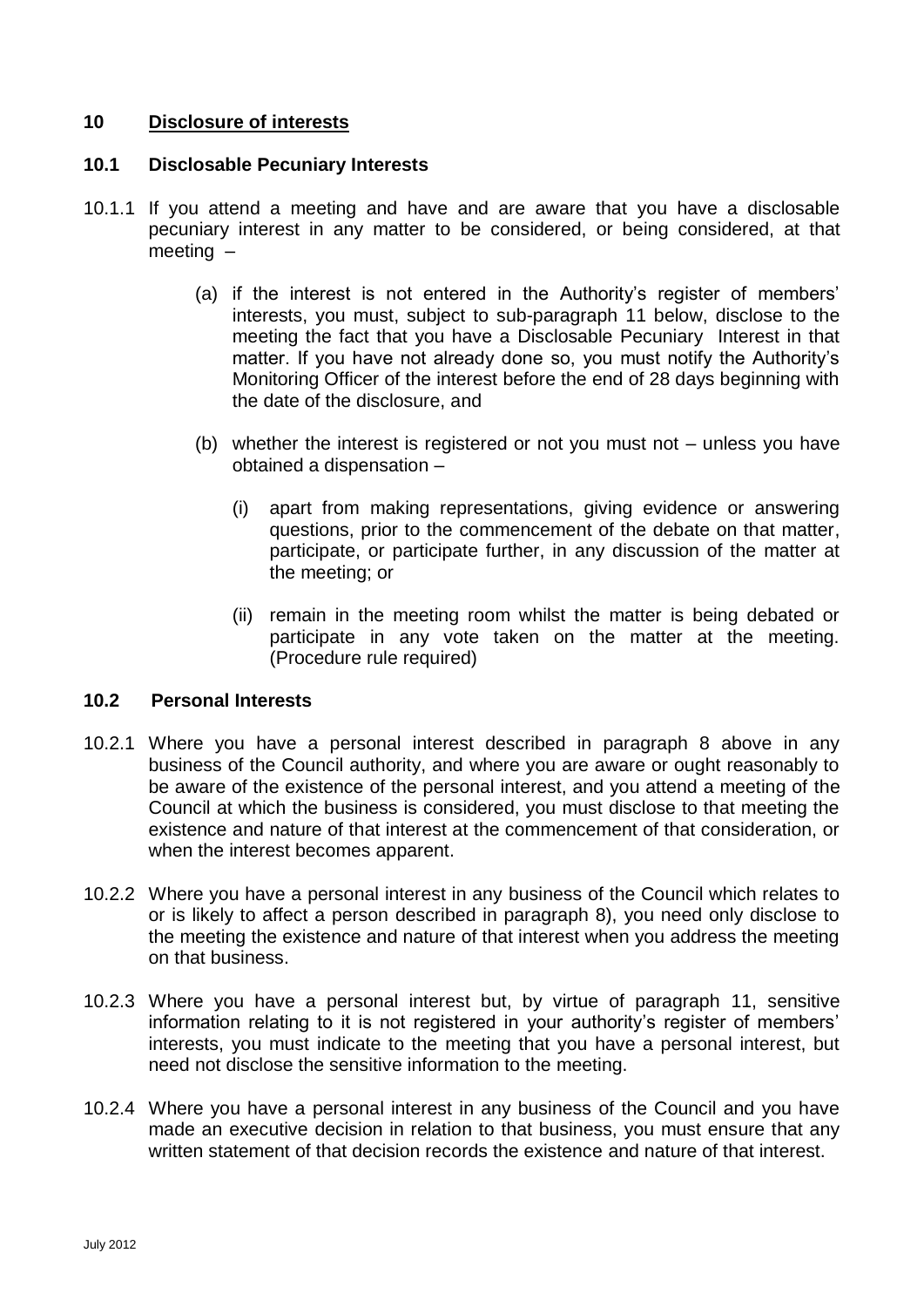## 10 Disclosure of interests

### 10.1 Disclosable Pecuniary Interests

10.1.1 If you attend a meeting and have and are aware that you have a disclosable pecuniary interest in any matter to be considered, or being considered, at that meeting –

(a) if the interest is not entered in the Authority's register of members' interests, you must, subject to sub-paragraph 11 below, disclose to the meeting the fact that you have a Disclosable Pecuniary Interest in that matter. If you have not already done so, you must notify the Authority's Monitoring Officer of the interest before the end of 28 days beginning with the date of the disclosure, and

(b) whether the interest is registered or not you must not – unless you have obtained a dispensation –

(i) apart from making representations, giving evidence or answering questions, prior to the commencement of the debate on that matter, participate, or participate further, in any discussion of the matter at the meeting; or

(ii) remain in the meeting room whilst the matter is being debated or participate in any vote taken on the matter at the meeting. (Procedure rule required)

### 10.2 Personal Interests

10.2.1 Where you have a personal interest described in paragraph 8 above in any business of the Council authority, and where you are aware or ought reasonably to be aware of the existence of the personal interest, and you attend a meeting of the Council at which the business is considered, you must disclose to that meeting the existence and nature of that interest at the commencement of that consideration, or when the interest becomes apparent.

10.2.2 Where you have a personal interest in any business of the Council which relates to or is likely to affect a person described in paragraph 8), you need only disclose to the meeting the existence and nature of that interest when you address the meeting on that business.

10.2.3 Where you have a personal interest but, by virtue of paragraph 11, sensitive information relating to it is not registered in your authority's register of members' interests, you must indicate to the meeting that you have a personal interest, but need not disclose the sensitive information to the meeting.

10.2.4 Where you have a personal interest in any business of the Council and you have made an executive decision in relation to that business, you must ensure that any written statement of that decision records the existence and nature of that interest.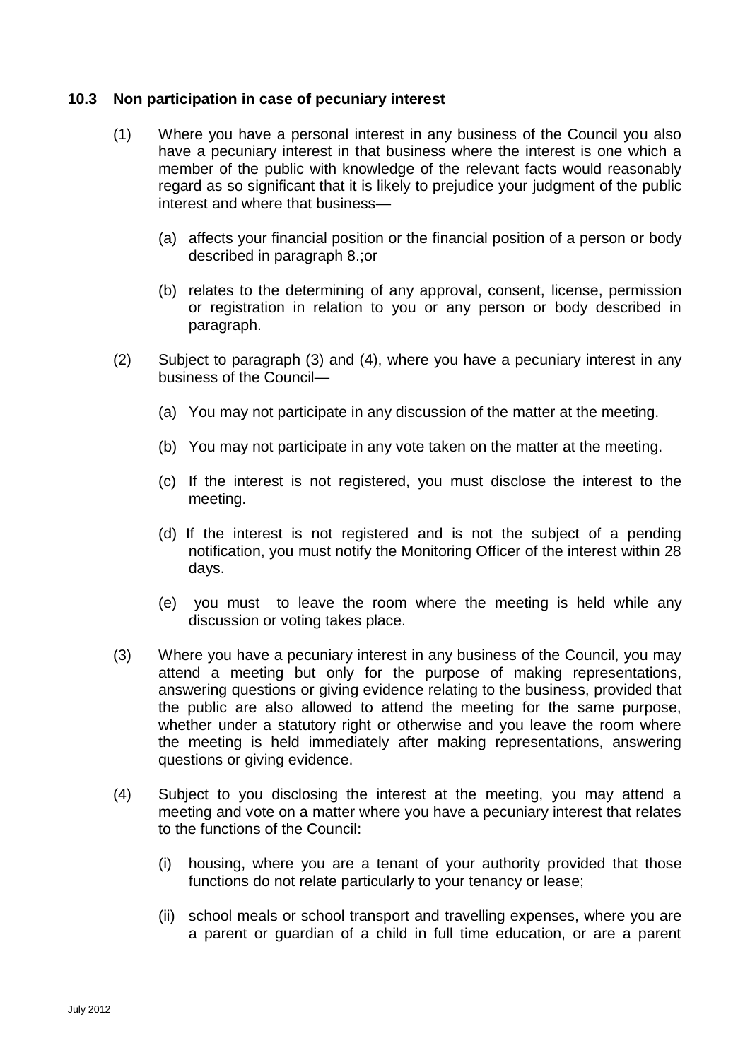### 10.3 Non participation in case of pecuniary interest

(1) Where you have a personal interest in any business of the Council you also have a pecuniary interest in that business where the interest is one which a member of the public with knowledge of the relevant facts would reasonably regard as so significant that it is likely to prejudice your judgment of the public interest and where that business—

(a) affects your financial position or the financial position of a person or body described in paragraph 8.;or

(b) relates to the determining of any approval, consent, license, permission or registration in relation to you or any person or body described in paragraph.

(2) Subject to paragraph (3) and (4), where you have a pecuniary interest in any business of the Council—

(a) You may not participate in any discussion of the matter at the meeting.

(b) You may not participate in any vote taken on the matter at the meeting.

(c) If the interest is not registered, you must disclose the interest to the meeting.

(d) If the interest is not registered and is not the subject of a pending notification, you must notify the Monitoring Officer of the interest within 28 days.

(e) you must to leave the room where the meeting is held while any discussion or voting takes place.

(3) Where you have a pecuniary interest in any business of the Council, you may attend a meeting but only for the purpose of making representations, answering questions or giving evidence relating to the business, provided that the public are also allowed to attend the meeting for the same purpose, whether under a statutory right or otherwise and you leave the room where the meeting is held immediately after making representations, answering questions or giving evidence.

(4) Subject to you disclosing the interest at the meeting, you may attend a meeting and vote on a matter where you have a pecuniary interest that relates to the functions of the Council:

(i) housing, where you are a tenant of your authority provided that those functions do not relate particularly to your tenancy or lease;

(ii) school meals or school transport and travelling expenses, where you are a parent or guardian of a child in full time education, or are a parent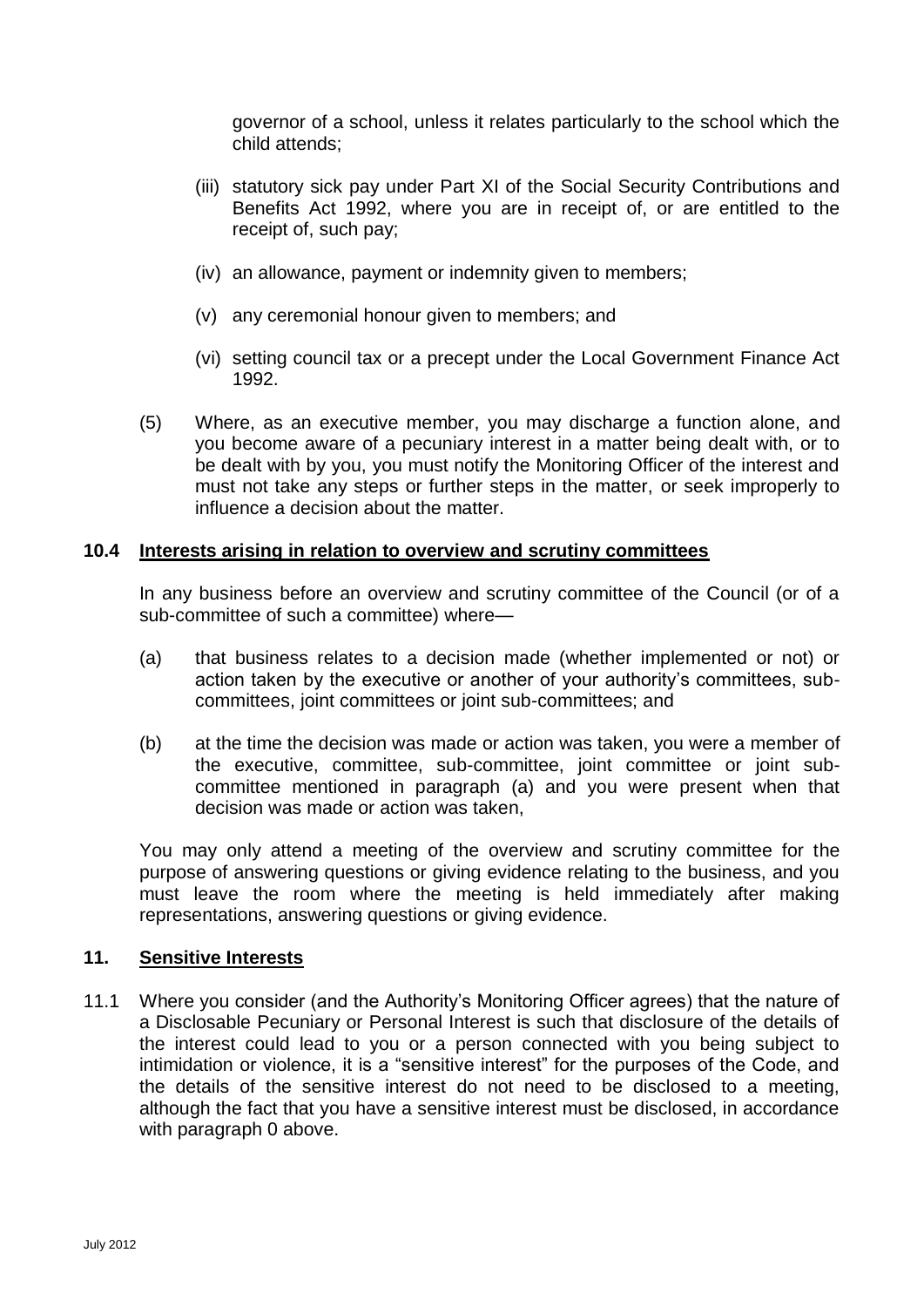governor of a school, unless it relates particularly to the school which the child attends;

(iii) statutory sick pay under Part XI of the Social Security Contributions and Benefits Act 1992, where you are in receipt of, or are entitled to the receipt of, such pay;

(iv) an allowance, payment or indemnity given to members;

(v) any ceremonial honour given to members; and

(vi) setting council tax or a precept under the Local Government Finance Act 1992.

(5) Where, as an executive member, you may discharge a function alone, and you become aware of a pecuniary interest in a matter being dealt with, or to be dealt with by you, you must notify the Monitoring Officer of the interest and must not take any steps or further steps in the matter, or seek improperly to influence a decision about the matter.

### 10.4 Interests arising in relation to overview and scrutiny committees

In any business before an overview and scrutiny committee of the Council (or of a sub-committee of such a committee) where—

(a) that business relates to a decision made (whether implemented or not) or action taken by the executive or another of your authority's committees, sub-committees, joint committees or joint sub-committees; and

(b) at the time the decision was made or action was taken, you were a member of the executive, committee, sub-committee, joint committee or joint sub-committee mentioned in paragraph (a) and you were present when that decision was made or action was taken,

You may only attend a meeting of the overview and scrutiny committee for the purpose of answering questions or giving evidence relating to the business, and you must leave the room where the meeting is held immediately after making representations, answering questions or giving evidence.

## 11. Sensitive Interests

11.1 Where you consider (and the Authority's Monitoring Officer agrees) that the nature of a Disclosable Pecuniary or Personal Interest is such that disclosure of the details of the interest could lead to you or a person connected with you being subject to intimidation or violence, it is a "sensitive interest" for the purposes of the Code, and the details of the sensitive interest do not need to be disclosed to a meeting, although the fact that you have a sensitive interest must be disclosed, in accordance with paragraph 0 above.

July 2012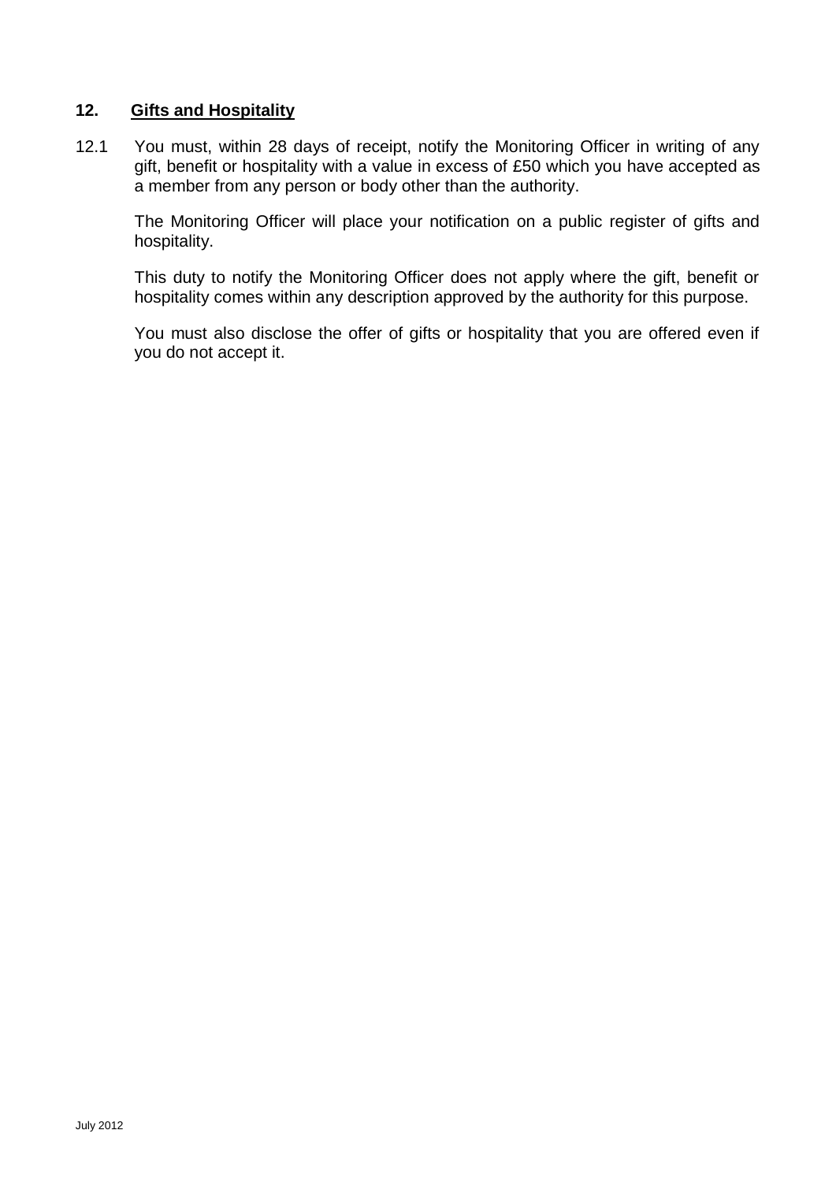## 12. Gifts and Hospitality

12.1 You must, within 28 days of receipt, notify the Monitoring Officer in writing of any gift, benefit or hospitality with a value in excess of £50 which you have accepted as a member from any person or body other than the authority.

The Monitoring Officer will place your notification on a public register of gifts and hospitality.

This duty to notify the Monitoring Officer does not apply where the gift, benefit or hospitality comes within any description approved by the authority for this purpose.

You must also disclose the offer of gifts or hospitality that you are offered even if you do not accept it.